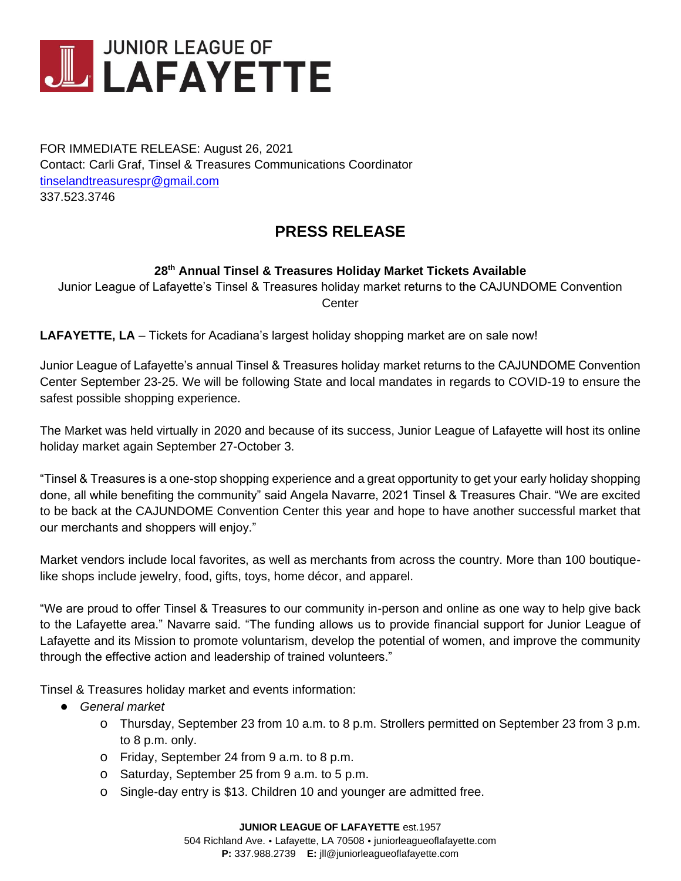# JUNIOR LEAGUE OF LAFAYETTE

FOR IMMEDIATE RELEASE: August 26, 2021
Contact: Carli Graf, Tinsel & Treasures Communications Coordinator
tinselandtreasurespr@gmail.com
337.523.3746

## PRESS RELEASE

**28th Annual Tinsel & Treasures Holiday Market Tickets Available**

Junior League of Lafayette's Tinsel & Treasures holiday market returns to the CAJUNDOME Convention Center

**LAFAYETTE, LA** – Tickets for Acadiana's largest holiday shopping market are on sale now!

Junior League of Lafayette's annual Tinsel & Treasures holiday market returns to the CAJUNDOME Convention Center September 23-25. We will be following State and local mandates in regards to COVID-19 to ensure the safest possible shopping experience.

The Market was held virtually in 2020 and because of its success, Junior League of Lafayette will host its online holiday market again September 27-October 3.

"Tinsel & Treasures is a one-stop shopping experience and a great opportunity to get your early holiday shopping done, all while benefiting the community" said Angela Navarre, 2021 Tinsel & Treasures Chair. "We are excited to be back at the CAJUNDOME Convention Center this year and hope to have another successful market that our merchants and shoppers will enjoy."

Market vendors include local favorites, as well as merchants from across the country. More than 100 boutique-like shops include jewelry, food, gifts, toys, home décor, and apparel.

"We are proud to offer Tinsel & Treasures to our community in-person and online as one way to help give back to the Lafayette area." Navarre said. "The funding allows us to provide financial support for Junior League of Lafayette and its Mission to promote voluntarism, develop the potential of women, and improve the community through the effective action and leadership of trained volunteers."

Tinsel & Treasures holiday market and events information:

- *General market*
  - Thursday, September 23 from 10 a.m. to 8 p.m. Strollers permitted on September 23 from 3 p.m. to 8 p.m. only.
  - Friday, September 24 from 9 a.m. to 8 p.m.
  - Saturday, September 25 from 9 a.m. to 5 p.m.
  - Single-day entry is $13. Children 10 and younger are admitted free.

**JUNIOR LEAGUE OF LAFAYETTE** est.1957
504 Richland Ave. • Lafayette, LA 70508 • juniorleagueoflafayette.com
**P:** 337.988.2739 **E:** jll@juniorleagueoflafayette.com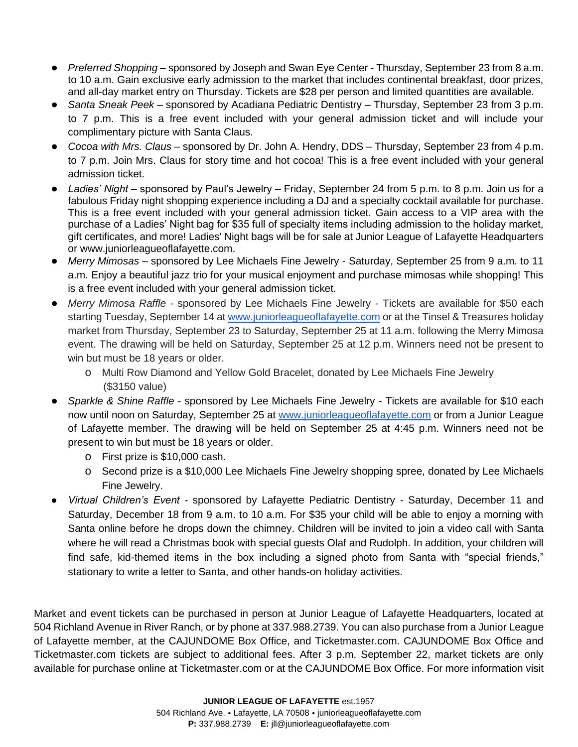- *Preferred Shopping* – sponsored by Joseph and Swan Eye Center - Thursday, September 23 from 8 a.m. to 10 a.m. Gain exclusive early admission to the market that includes continental breakfast, door prizes, and all-day market entry on Thursday. Tickets are $28 per person and limited quantities are available.
- *Santa Sneak Peek* – sponsored by Acadiana Pediatric Dentistry – Thursday, September 23 from 3 p.m. to 7 p.m. This is a free event included with your general admission ticket and will include your complimentary picture with Santa Claus.
- *Cocoa with Mrs. Claus* – sponsored by Dr. John A. Hendry, DDS – Thursday, September 23 from 4 p.m. to 7 p.m. Join Mrs. Claus for story time and hot cocoa! This is a free event included with your general admission ticket.
- *Ladies' Night* – sponsored by Paul's Jewelry – Friday, September 24 from 5 p.m. to 8 p.m. Join us for a fabulous Friday night shopping experience including a DJ and a specialty cocktail available for purchase. This is a free event included with your general admission ticket. Gain access to a VIP area with the purchase of a Ladies' Night bag for $35 full of specialty items including admission to the holiday market, gift certificates, and more! Ladies' Night bags will be for sale at Junior League of Lafayette Headquarters or www.juniorleagueoflafayette.com.
- *Merry Mimosas* – sponsored by Lee Michaels Fine Jewelry - Saturday, September 25 from 9 a.m. to 11 a.m. Enjoy a beautiful jazz trio for your musical enjoyment and purchase mimosas while shopping! This is a free event included with your general admission ticket.
- *Merry Mimosa Raffle* - sponsored by Lee Michaels Fine Jewelry - Tickets are available for $50 each starting Tuesday, September 14 at www.juniorleagueoflafayette.com or at the Tinsel & Treasures holiday market from Thursday, September 23 to Saturday, September 25 at 11 a.m. following the Merry Mimosa event. The drawing will be held on Saturday, September 25 at 12 p.m. Winners need not be present to win but must be 18 years or older.
  - Multi Row Diamond and Yellow Gold Bracelet, donated by Lee Michaels Fine Jewelry ($3150 value)
- *Sparkle & Shine Raffle* - sponsored by Lee Michaels Fine Jewelry - Tickets are available for $10 each now until noon on Saturday, September 25 at www.juniorleagueoflafayette.com or from a Junior League of Lafayette member. The drawing will be held on September 25 at 4:45 p.m. Winners need not be present to win but must be 18 years or older.
  - First prize is $10,000 cash.
  - Second prize is a $10,000 Lee Michaels Fine Jewelry shopping spree, donated by Lee Michaels Fine Jewelry.
- *Virtual Children's Event* - sponsored by Lafayette Pediatric Dentistry - Saturday, December 11 and Saturday, December 18 from 9 a.m. to 10 a.m. For $35 your child will be able to enjoy a morning with Santa online before he drops down the chimney. Children will be invited to join a video call with Santa where he will read a Christmas book with special guests Olaf and Rudolph. In addition, your children will find safe, kid-themed items in the box including a signed photo from Santa with "special friends," stationary to write a letter to Santa, and other hands-on holiday activities.

Market and event tickets can be purchased in person at Junior League of Lafayette Headquarters, located at 504 Richland Avenue in River Ranch, or by phone at 337.988.2739. You can also purchase from a Junior League of Lafayette member, at the CAJUNDOME Box Office, and Ticketmaster.com. CAJUNDOME Box Office and Ticketmaster.com tickets are subject to additional fees. After 3 p.m. September 22, market tickets are only available for purchase online at Ticketmaster.com or at the CAJUNDOME Box Office. For more information visit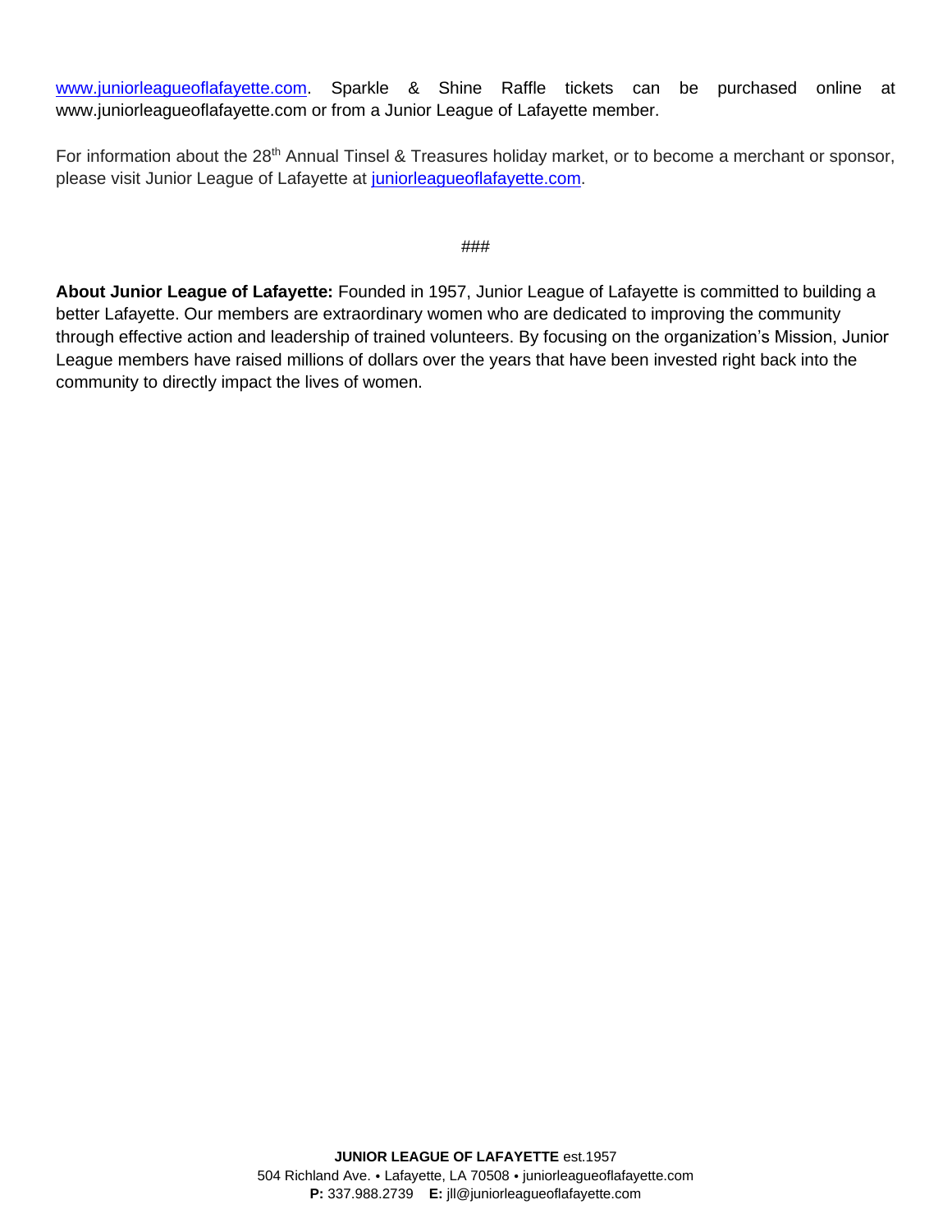www.juniorleagueoflafayette.com. Sparkle & Shine Raffle tickets can be purchased online at www.juniorleagueoflafayette.com or from a Junior League of Lafayette member.

For information about the 28th Annual Tinsel & Treasures holiday market, or to become a merchant or sponsor, please visit Junior League of Lafayette at juniorleagueoflafayette.com.

###

**About Junior League of Lafayette:** Founded in 1957, Junior League of Lafayette is committed to building a better Lafayette. Our members are extraordinary women who are dedicated to improving the community through effective action and leadership of trained volunteers. By focusing on the organization's Mission, Junior League members have raised millions of dollars over the years that have been invested right back into the community to directly impact the lives of women.

**JUNIOR LEAGUE OF LAFAYETTE** est.1957
504 Richland Ave. • Lafayette, LA 70508 • juniorleagueoflafayette.com
**P:** 337.988.2739 **E:** jll@juniorleagueoflafayette.com